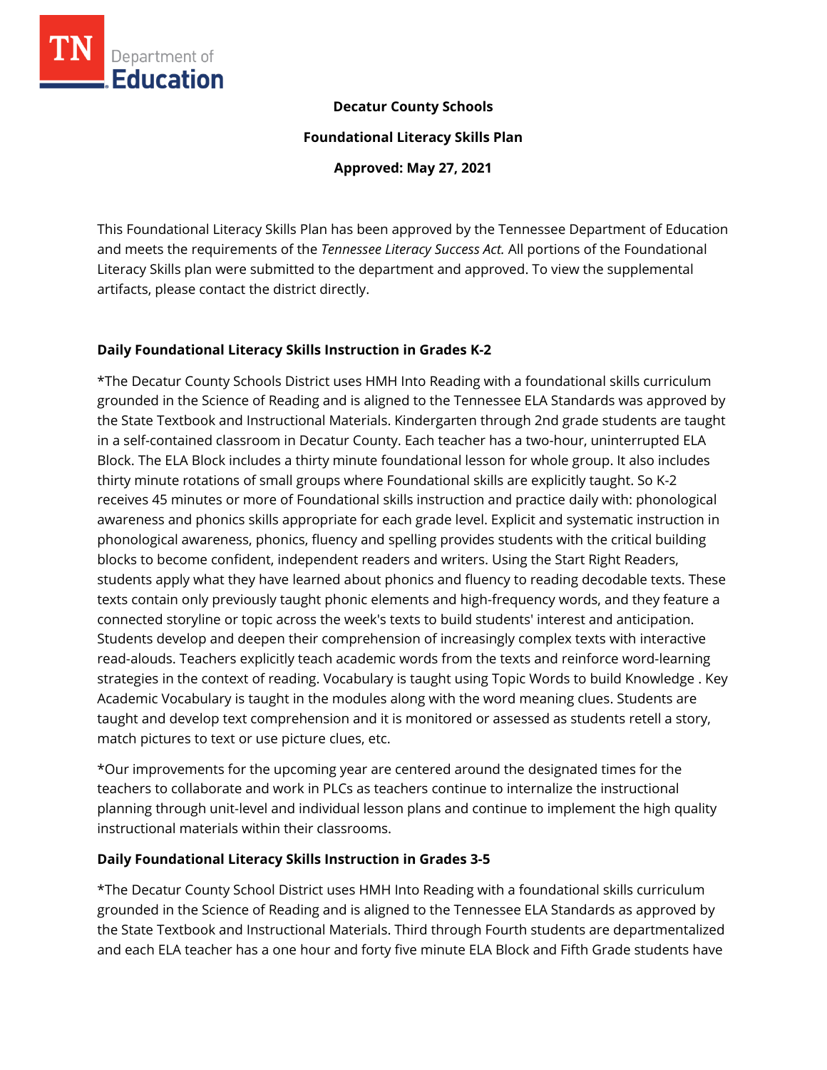**Decatur County Schools**

**Foundational Literacy Skills Plan**

**Approved: May 27, 2021**

This Foundational Literacy Skills Plan has been approved by the Tennessee Department of Education and meets the requirements of the *Tennessee Literacy Success Act.* All portions of the Foundational Literacy Skills plan were submitted to the department and approved. To view the supplemental artifacts, please contact the district directly.

### Daily Foundational Literacy Skills Instruction in Grades K-2

*The Decatur County Schools District uses HMH Into Reading with a foundational skills curriculum grounded in the Science of Reading and is aligned to the Tennessee ELA Standards was approved by the State Textbook and Instructional Materials. Kindergarten through 2nd grade students are taught in a self-contained classroom in Decatur County. Each teacher has a two-hour, uninterrupted ELA Block. The ELA Block includes a thirty minute foundational lesson for whole group. It also includes thirty minute rotations of small groups where Foundational skills are explicitly taught. So K-2 receives 45 minutes or more of Foundational skills instruction and practice daily with: phonological awareness and phonics skills appropriate for each grade level. Explicit and systematic instruction in phonological awareness, phonics, fluency and spelling provides students with the critical building blocks to become confident, independent readers and writers. Using the Start Right Readers, students apply what they have learned about phonics and fluency to reading decodable texts. These texts contain only previously taught phonic elements and high-frequency words, and they feature a connected storyline or topic across the week's texts to build students' interest and anticipation. Students develop and deepen their comprehension of increasingly complex texts with interactive read-alouds. Teachers explicitly teach academic words from the texts and reinforce word-learning strategies in the context of reading. Vocabulary is taught using Topic Words to build Knowledge . Key Academic Vocabulary is taught in the modules along with the word meaning clues. Students are taught and develop text comprehension and it is monitored or assessed as students retell a story, match pictures to text or use picture clues, etc.

*Our improvements for the upcoming year are centered around the designated times for the teachers to collaborate and work in PLCs as teachers continue to internalize the instructional planning through unit-level and individual lesson plans and continue to implement the high quality instructional materials within their classrooms.

### Daily Foundational Literacy Skills Instruction in Grades 3-5

*The Decatur County School District uses HMH Into Reading with a foundational skills curriculum grounded in the Science of Reading and is aligned to the Tennessee ELA Standards as approved by the State Textbook and Instructional Materials. Third through Fourth students are departmentalized and each ELA teacher has a one hour and forty five minute ELA Block and Fifth Grade students have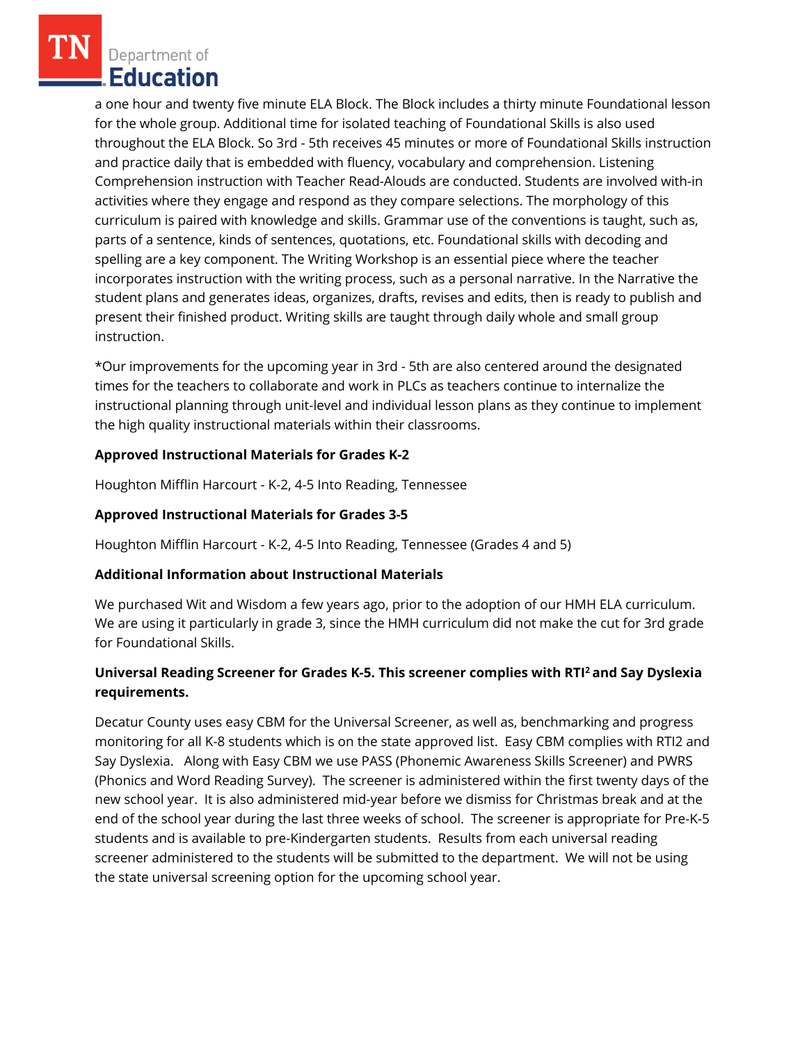a one hour and twenty five minute ELA Block. The Block includes a thirty minute Foundational lesson for the whole group. Additional time for isolated teaching of Foundational Skills is also used throughout the ELA Block. So 3rd - 5th receives 45 minutes or more of Foundational Skills instruction and practice daily that is embedded with fluency, vocabulary and comprehension. Listening Comprehension instruction with Teacher Read-Alouds are conducted. Students are involved with-in activities where they engage and respond as they compare selections. The morphology of this curriculum is paired with knowledge and skills. Grammar use of the conventions is taught, such as, parts of a sentence, kinds of sentences, quotations, etc. Foundational skills with decoding and spelling are a key component. The Writing Workshop is an essential piece where the teacher incorporates instruction with the writing process, such as a personal narrative. In the Narrative the student plans and generates ideas, organizes, drafts, revises and edits, then is ready to publish and present their finished product. Writing skills are taught through daily whole and small group instruction.

*Our improvements for the upcoming year in 3rd - 5th are also centered around the designated times for the teachers to collaborate and work in PLCs as teachers continue to internalize the instructional planning through unit-level and individual lesson plans as they continue to implement the high quality instructional materials within their classrooms.

**Approved Instructional Materials for Grades K-2**

Houghton Mifflin Harcourt - K-2, 4-5 Into Reading, Tennessee

**Approved Instructional Materials for Grades 3-5**

Houghton Mifflin Harcourt - K-2, 4-5 Into Reading, Tennessee (Grades 4 and 5)

**Additional Information about Instructional Materials**

We purchased Wit and Wisdom a few years ago, prior to the adoption of our HMH ELA curriculum. We are using it particularly in grade 3, since the HMH curriculum did not make the cut for 3rd grade for Foundational Skills.

**Universal Reading Screener for Grades K-5. This screener complies with RTI² and Say Dyslexia requirements.**

Decatur County uses easy CBM for the Universal Screener, as well as, benchmarking and progress monitoring for all K-8 students which is on the state approved list. Easy CBM complies with RTI2 and Say Dyslexia. Along with Easy CBM we use PASS (Phonemic Awareness Skills Screener) and PWRS (Phonics and Word Reading Survey). The screener is administered within the first twenty days of the new school year. It is also administered mid-year before we dismiss for Christmas break and at the end of the school year during the last three weeks of school. The screener is appropriate for Pre-K-5 students and is available to pre-Kindergarten students. Results from each universal reading screener administered to the students will be submitted to the department. We will not be using the state universal screening option for the upcoming school year.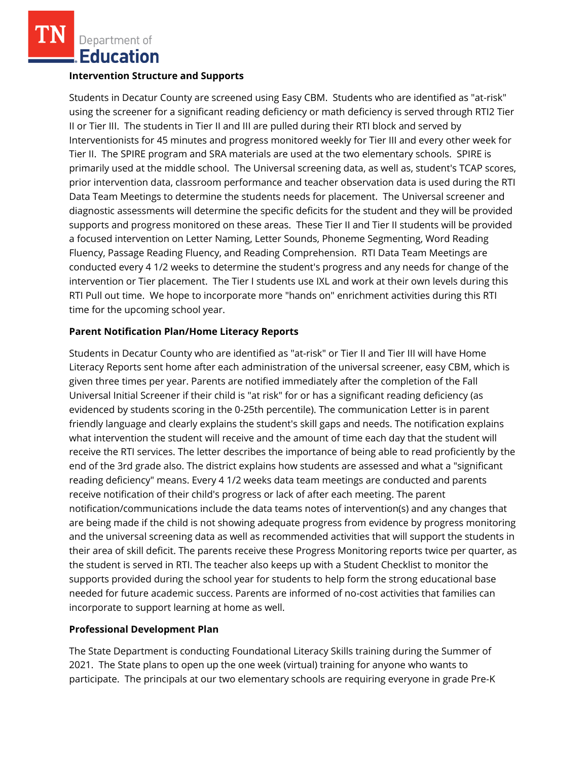**Intervention Structure and Supports**

Students in Decatur County are screened using Easy CBM. Students who are identified as "at-risk" using the screener for a significant reading deficiency or math deficiency is served through RTI2 Tier II or Tier III. The students in Tier II and III are pulled during their RTI block and served by Interventionists for 45 minutes and progress monitored weekly for Tier III and every other week for Tier II. The SPIRE program and SRA materials are used at the two elementary schools. SPIRE is primarily used at the middle school. The Universal screening data, as well as, student's TCAP scores, prior intervention data, classroom performance and teacher observation data is used during the RTI Data Team Meetings to determine the students needs for placement. The Universal screener and diagnostic assessments will determine the specific deficits for the student and they will be provided supports and progress monitored on these areas. These Tier II and Tier II students will be provided a focused intervention on Letter Naming, Letter Sounds, Phoneme Segmenting, Word Reading Fluency, Passage Reading Fluency, and Reading Comprehension. RTI Data Team Meetings are conducted every 4 1/2 weeks to determine the student's progress and any needs for change of the intervention or Tier placement. The Tier I students use IXL and work at their own levels during this RTI Pull out time. We hope to incorporate more "hands on" enrichment activities during this RTI time for the upcoming school year.

**Parent Notification Plan/Home Literacy Reports**

Students in Decatur County who are identified as "at-risk" or Tier II and Tier III will have Home Literacy Reports sent home after each administration of the universal screener, easy CBM, which is given three times per year. Parents are notified immediately after the completion of the Fall Universal Initial Screener if their child is "at risk" for or has a significant reading deficiency (as evidenced by students scoring in the 0-25th percentile). The communication Letter is in parent friendly language and clearly explains the student's skill gaps and needs. The notification explains what intervention the student will receive and the amount of time each day that the student will receive the RTI services. The letter describes the importance of being able to read proficiently by the end of the 3rd grade also. The district explains how students are assessed and what a "significant reading deficiency" means. Every 4 1/2 weeks data team meetings are conducted and parents receive notification of their child's progress or lack of after each meeting. The parent notification/communications include the data teams notes of intervention(s) and any changes that are being made if the child is not showing adequate progress from evidence by progress monitoring and the universal screening data as well as recommended activities that will support the students in their area of skill deficit. The parents receive these Progress Monitoring reports twice per quarter, as the student is served in RTI. The teacher also keeps up with a Student Checklist to monitor the supports provided during the school year for students to help form the strong educational base needed for future academic success. Parents are informed of no-cost activities that families can incorporate to support learning at home as well.

**Professional Development Plan**

The State Department is conducting Foundational Literacy Skills training during the Summer of 2021. The State plans to open up the one week (virtual) training for anyone who wants to participate. The principals at our two elementary schools are requiring everyone in grade Pre-K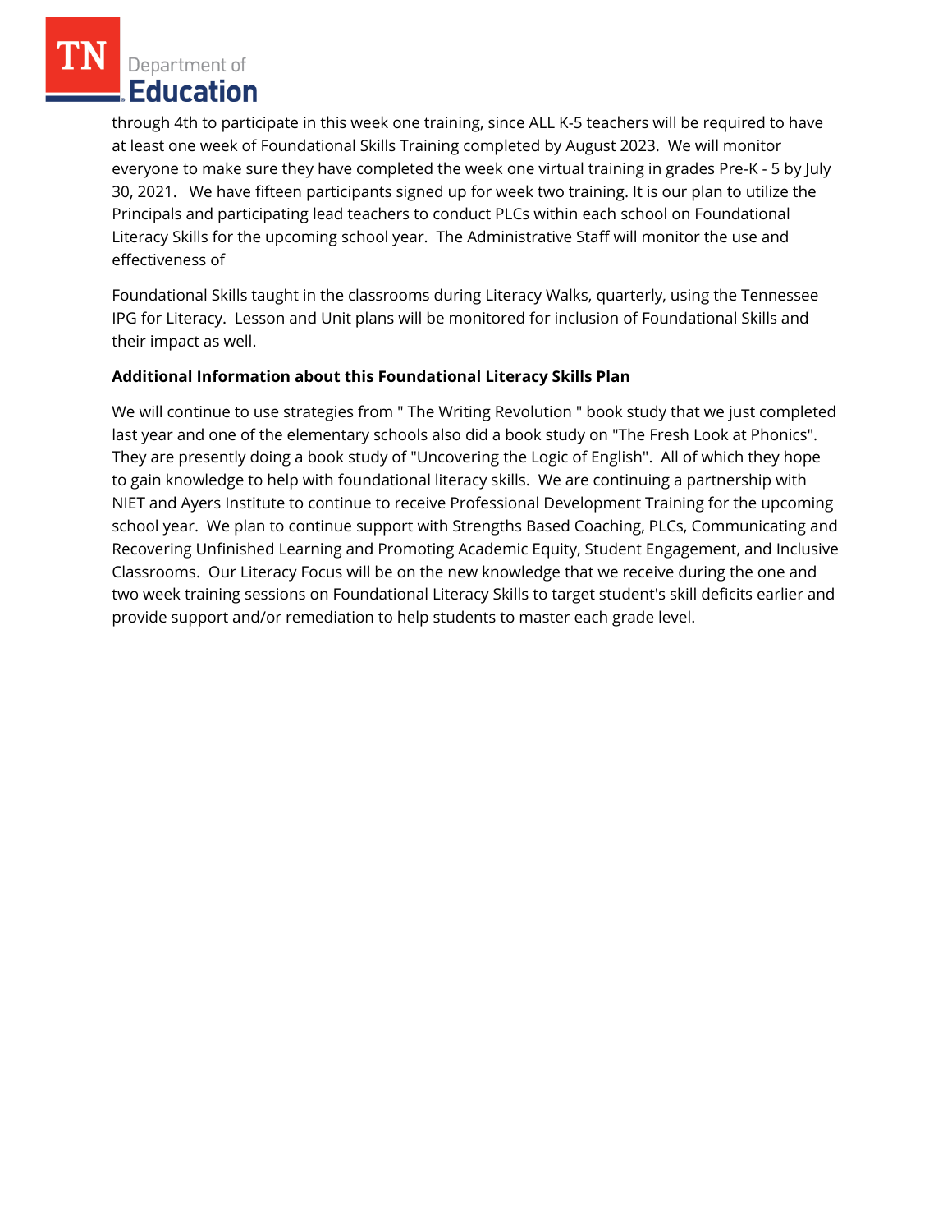through 4th to participate in this week one training, since ALL K-5 teachers will be required to have at least one week of Foundational Skills Training completed by August 2023. We will monitor everyone to make sure they have completed the week one virtual training in grades Pre-K - 5 by July 30, 2021. We have fifteen participants signed up for week two training. It is our plan to utilize the Principals and participating lead teachers to conduct PLCs within each school on Foundational Literacy Skills for the upcoming school year. The Administrative Staff will monitor the use and effectiveness of

Foundational Skills taught in the classrooms during Literacy Walks, quarterly, using the Tennessee IPG for Literacy. Lesson and Unit plans will be monitored for inclusion of Foundational Skills and their impact as well.

**Additional Information about this Foundational Literacy Skills Plan**

We will continue to use strategies from " The Writing Revolution " book study that we just completed last year and one of the elementary schools also did a book study on "The Fresh Look at Phonics". They are presently doing a book study of "Uncovering the Logic of English". All of which they hope to gain knowledge to help with foundational literacy skills. We are continuing a partnership with NIET and Ayers Institute to continue to receive Professional Development Training for the upcoming school year. We plan to continue support with Strengths Based Coaching, PLCs, Communicating and Recovering Unfinished Learning and Promoting Academic Equity, Student Engagement, and Inclusive Classrooms. Our Literacy Focus will be on the new knowledge that we receive during the one and two week training sessions on Foundational Literacy Skills to target student's skill deficits earlier and provide support and/or remediation to help students to master each grade level.